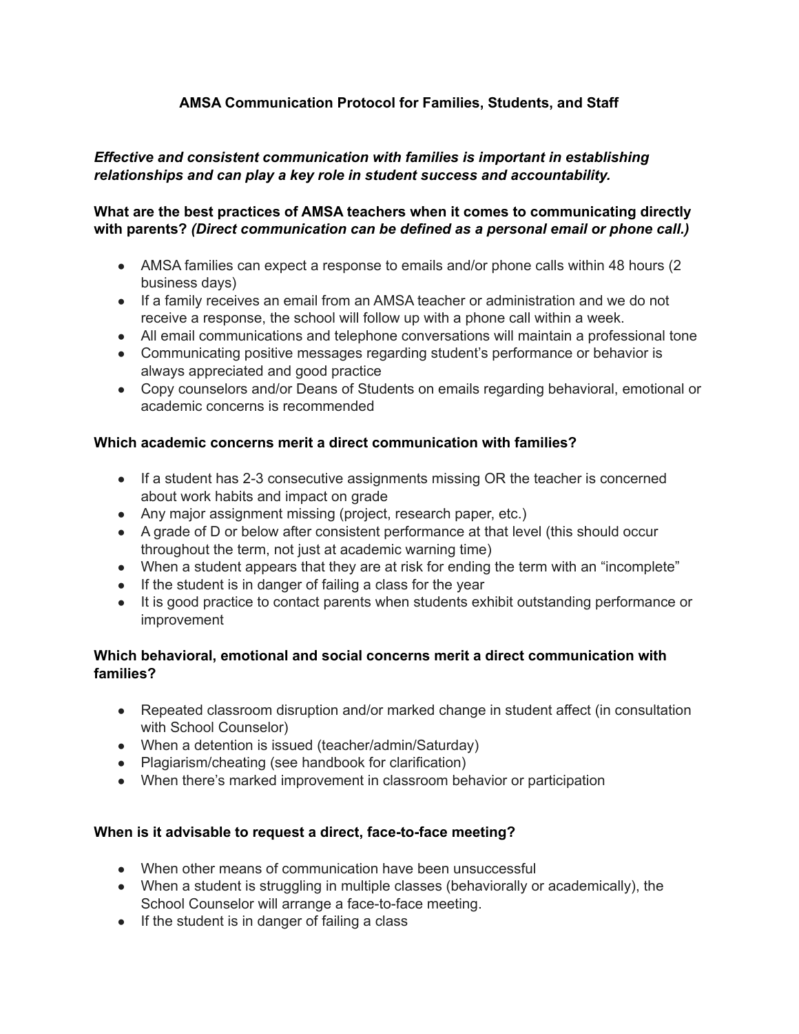# AMSA Communication Protocol for Families, Students, and Staff

***Effective and consistent communication with families is important in establishing relationships and can play a key role in student success and accountability.***

**What are the best practices of AMSA teachers when it comes to communicating directly with parents?** ***(Direct communication can be defined as a personal email or phone call.)***

- AMSA families can expect a response to emails and/or phone calls within 48 hours (2 business days)
- If a family receives an email from an AMSA teacher or administration and we do not receive a response, the school will follow up with a phone call within a week.
- All email communications and telephone conversations will maintain a professional tone
- Communicating positive messages regarding student's performance or behavior is always appreciated and good practice
- Copy counselors and/or Deans of Students on emails regarding behavioral, emotional or academic concerns is recommended

**Which academic concerns merit a direct communication with families?**

- If a student has 2-3 consecutive assignments missing OR the teacher is concerned about work habits and impact on grade
- Any major assignment missing (project, research paper, etc.)
- A grade of D or below after consistent performance at that level (this should occur throughout the term, not just at academic warning time)
- When a student appears that they are at risk for ending the term with an "incomplete"
- If the student is in danger of failing a class for the year
- It is good practice to contact parents when students exhibit outstanding performance or improvement

**Which behavioral, emotional and social concerns merit a direct communication with families?**

- Repeated classroom disruption and/or marked change in student affect (in consultation with School Counselor)
- When a detention is issued (teacher/admin/Saturday)
- Plagiarism/cheating (see handbook for clarification)
- When there's marked improvement in classroom behavior or participation

**When is it advisable to request a direct, face-to-face meeting?**

- When other means of communication have been unsuccessful
- When a student is struggling in multiple classes (behaviorally or academically), the School Counselor will arrange a face-to-face meeting.
- If the student is in danger of failing a class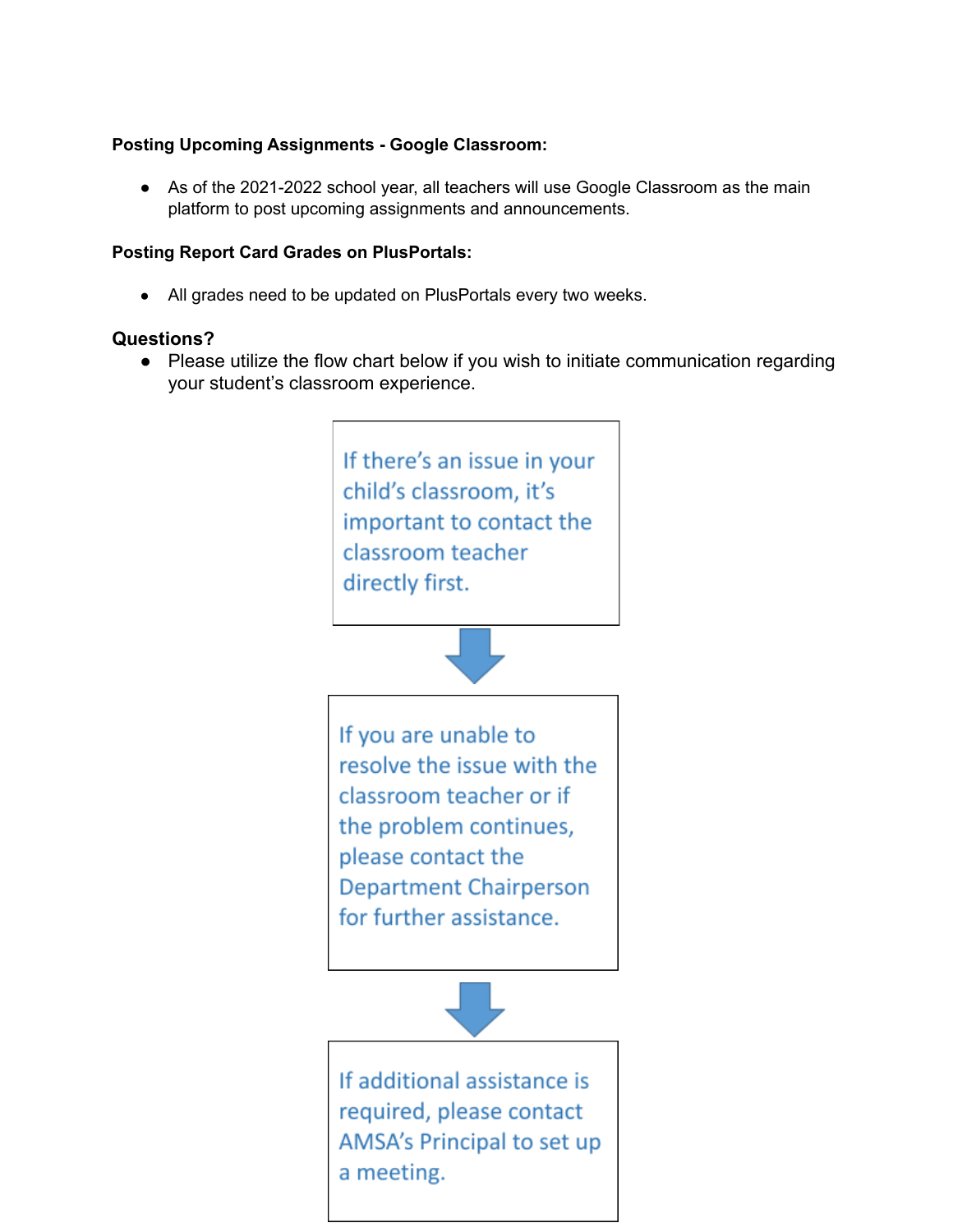**Posting Upcoming Assignments - Google Classroom:**

- As of the 2021-2022 school year, all teachers will use Google Classroom as the main platform to post upcoming assignments and announcements.

**Posting Report Card Grades on PlusPortals:**

- All grades need to be updated on PlusPortals every two weeks.

**Questions?**

- Please utilize the flow chart below if you wish to initiate communication regarding your student's classroom experience.

If there's an issue in your child's classroom, it's important to contact the classroom teacher directly first.

↓

If you are unable to resolve the issue with the classroom teacher or if the problem continues, please contact the Department Chairperson for further assistance.

↓

If additional assistance is required, please contact AMSA's Principal to set up a meeting.